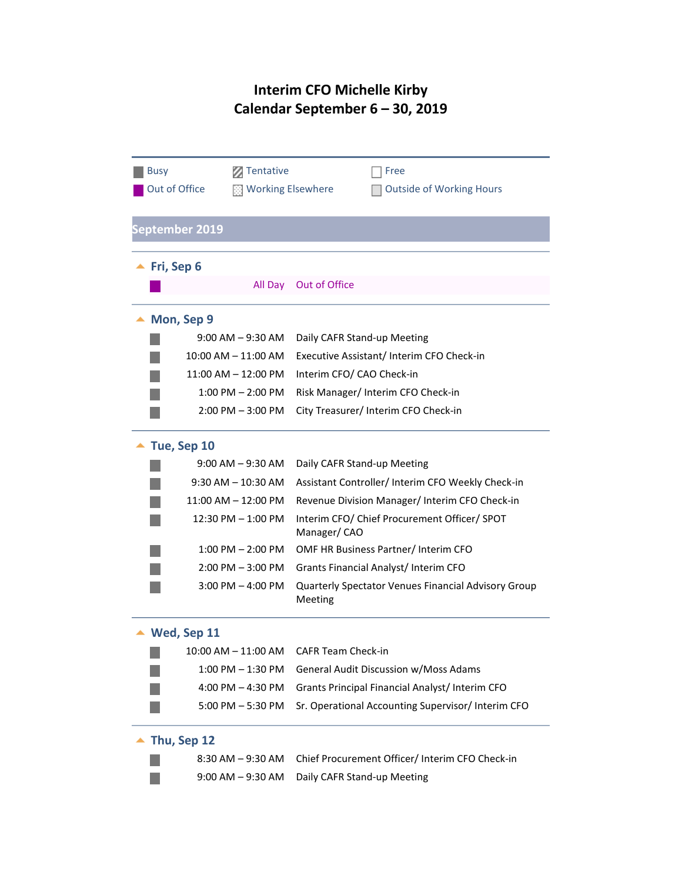# Interim CFO Michelle Kirby
# Calendar September 6 – 30, 2019

| Busy | Tentative | Free |
|---|---|---|
| Out of Office | Working Elsewhere | Outside of Working Hours |

## September 2019

### Fri, Sep 6

| Time | Event |
|---|---|
| All Day | Out of Office |

### Mon, Sep 9

| Time | Event |
|---|---|
| 9:00 AM – 9:30 AM | Daily CAFR Stand-up Meeting |
| 10:00 AM – 11:00 AM | Executive Assistant/ Interim CFO Check-in |
| 11:00 AM – 12:00 PM | Interim CFO/ CAO Check-in |
| 1:00 PM – 2:00 PM | Risk Manager/ Interim CFO Check-in |
| 2:00 PM – 3:00 PM | City Treasurer/ Interim CFO Check-in |

### Tue, Sep 10

| Time | Event |
|---|---|
| 9:00 AM – 9:30 AM | Daily CAFR Stand-up Meeting |
| 9:30 AM – 10:30 AM | Assistant Controller/ Interim CFO Weekly Check-in |
| 11:00 AM – 12:00 PM | Revenue Division Manager/ Interim CFO Check-in |
| 12:30 PM – 1:00 PM | Interim CFO/ Chief Procurement Officer/ SPOT Manager/ CAO |
| 1:00 PM – 2:00 PM | OMF HR Business Partner/ Interim CFO |
| 2:00 PM – 3:00 PM | Grants Financial Analyst/ Interim CFO |
| 3:00 PM – 4:00 PM | Quarterly Spectator Venues Financial Advisory Group Meeting |

### Wed, Sep 11

| Time | Event |
|---|---|
| 10:00 AM – 11:00 AM | CAFR Team Check-in |
| 1:00 PM – 1:30 PM | General Audit Discussion w/Moss Adams |
| 4:00 PM – 4:30 PM | Grants Principal Financial Analyst/ Interim CFO |
| 5:00 PM – 5:30 PM | Sr. Operational Accounting Supervisor/ Interim CFO |

### Thu, Sep 12

| Time | Event |
|---|---|
| 8:30 AM – 9:30 AM | Chief Procurement Officer/ Interim CFO Check-in |
| 9:00 AM – 9:30 AM | Daily CAFR Stand-up Meeting |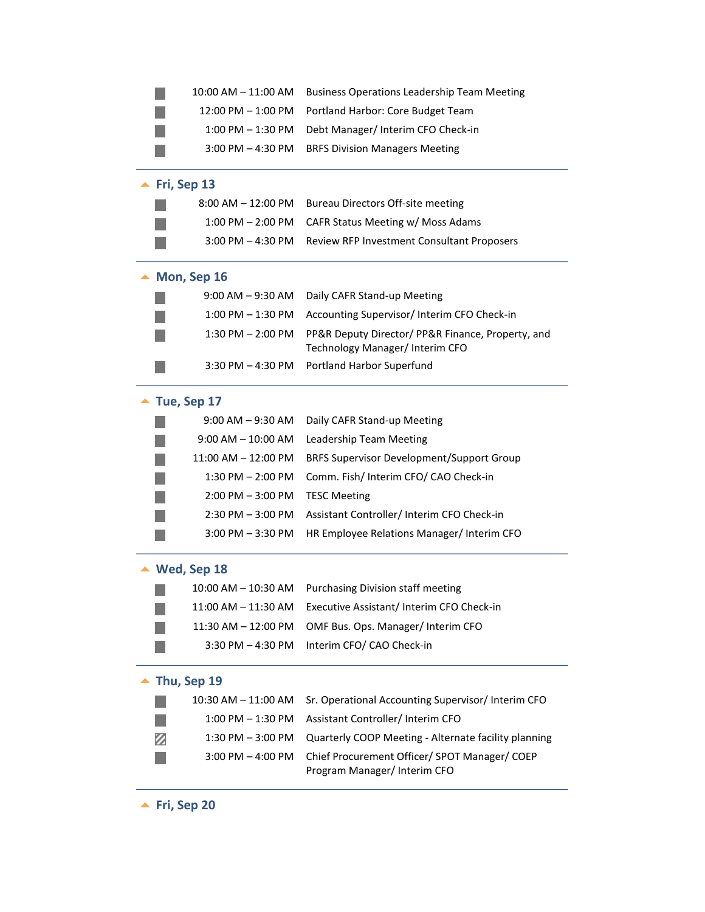- 10:00 AM – 11:00 AM Business Operations Leadership Team Meeting
- 12:00 PM – 1:00 PM Portland Harbor: Core Budget Team
- 1:00 PM – 1:30 PM Debt Manager/ Interim CFO Check-in
- 3:00 PM – 4:30 PM BRFS Division Managers Meeting

## Fri, Sep 13

- 8:00 AM – 12:00 PM Bureau Directors Off-site meeting
- 1:00 PM – 2:00 PM CAFR Status Meeting w/ Moss Adams
- 3:00 PM – 4:30 PM Review RFP Investment Consultant Proposers

## Mon, Sep 16

- 9:00 AM – 9:30 AM Daily CAFR Stand-up Meeting
- 1:00 PM – 1:30 PM Accounting Supervisor/ Interim CFO Check-in
- 1:30 PM – 2:00 PM PP&R Deputy Director/ PP&R Finance, Property, and Technology Manager/ Interim CFO
- 3:30 PM – 4:30 PM Portland Harbor Superfund

## Tue, Sep 17

- 9:00 AM – 9:30 AM Daily CAFR Stand-up Meeting
- 9:00 AM – 10:00 AM Leadership Team Meeting
- 11:00 AM – 12:00 PM BRFS Supervisor Development/Support Group
- 1:30 PM – 2:00 PM Comm. Fish/ Interim CFO/ CAO Check-in
- 2:00 PM – 3:00 PM TESC Meeting
- 2:30 PM – 3:00 PM Assistant Controller/ Interim CFO Check-in
- 3:00 PM – 3:30 PM HR Employee Relations Manager/ Interim CFO

## Wed, Sep 18

- 10:00 AM – 10:30 AM Purchasing Division staff meeting
- 11:00 AM – 11:30 AM Executive Assistant/ Interim CFO Check-in
- 11:30 AM – 12:00 PM OMF Bus. Ops. Manager/ Interim CFO
- 3:30 PM – 4:30 PM Interim CFO/ CAO Check-in

## Thu, Sep 19

- 10:30 AM – 11:00 AM Sr. Operational Accounting Supervisor/ Interim CFO
- 1:00 PM – 1:30 PM Assistant Controller/ Interim CFO
- 1:30 PM – 3:00 PM Quarterly COOP Meeting - Alternate facility planning
- 3:00 PM – 4:00 PM Chief Procurement Officer/ SPOT Manager/ COEP Program Manager/ Interim CFO

## Fri, Sep 20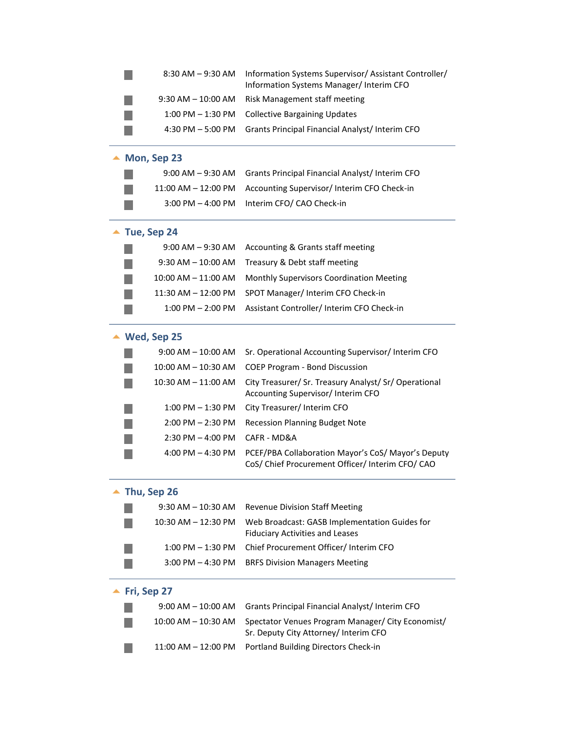| | |
|---|---|
| 8:30 AM – 9:30 AM | Information Systems Supervisor/ Assistant Controller/ Information Systems Manager/ Interim CFO |
| 9:30 AM – 10:00 AM | Risk Management staff meeting |
| 1:00 PM – 1:30 PM | Collective Bargaining Updates |
| 4:30 PM – 5:00 PM | Grants Principal Financial Analyst/ Interim CFO |

## Mon, Sep 23

| | |
|---|---|
| 9:00 AM – 9:30 AM | Grants Principal Financial Analyst/ Interim CFO |
| 11:00 AM – 12:00 PM | Accounting Supervisor/ Interim CFO Check-in |
| 3:00 PM – 4:00 PM | Interim CFO/ CAO Check-in |

## Tue, Sep 24

| | |
|---|---|
| 9:00 AM – 9:30 AM | Accounting & Grants staff meeting |
| 9:30 AM – 10:00 AM | Treasury & Debt staff meeting |
| 10:00 AM – 11:00 AM | Monthly Supervisors Coordination Meeting |
| 11:30 AM – 12:00 PM | SPOT Manager/ Interim CFO Check-in |
| 1:00 PM – 2:00 PM | Assistant Controller/ Interim CFO Check-in |

## Wed, Sep 25

| | |
|---|---|
| 9:00 AM – 10:00 AM | Sr. Operational Accounting Supervisor/ Interim CFO |
| 10:00 AM – 10:30 AM | COEP Program - Bond Discussion |
| 10:30 AM – 11:00 AM | City Treasurer/ Sr. Treasury Analyst/ Sr/ Operational Accounting Supervisor/ Interim CFO |
| 1:00 PM – 1:30 PM | City Treasurer/ Interim CFO |
| 2:00 PM – 2:30 PM | Recession Planning Budget Note |
| 2:30 PM – 4:00 PM | CAFR - MD&A |
| 4:00 PM – 4:30 PM | PCEF/PBA Collaboration Mayor's CoS/ Mayor's Deputy CoS/ Chief Procurement Officer/ Interim CFO/ CAO |

## Thu, Sep 26

| | |
|---|---|
| 9:30 AM – 10:30 AM | Revenue Division Staff Meeting |
| 10:30 AM – 12:30 PM | Web Broadcast: GASB Implementation Guides for Fiduciary Activities and Leases |
| 1:00 PM – 1:30 PM | Chief Procurement Officer/ Interim CFO |
| 3:00 PM – 4:30 PM | BRFS Division Managers Meeting |

## Fri, Sep 27

| | |
|---|---|
| 9:00 AM – 10:00 AM | Grants Principal Financial Analyst/ Interim CFO |
| 10:00 AM – 10:30 AM | Spectator Venues Program Manager/ City Economist/ Sr. Deputy City Attorney/ Interim CFO |
| 11:00 AM – 12:00 PM | Portland Building Directors Check-in |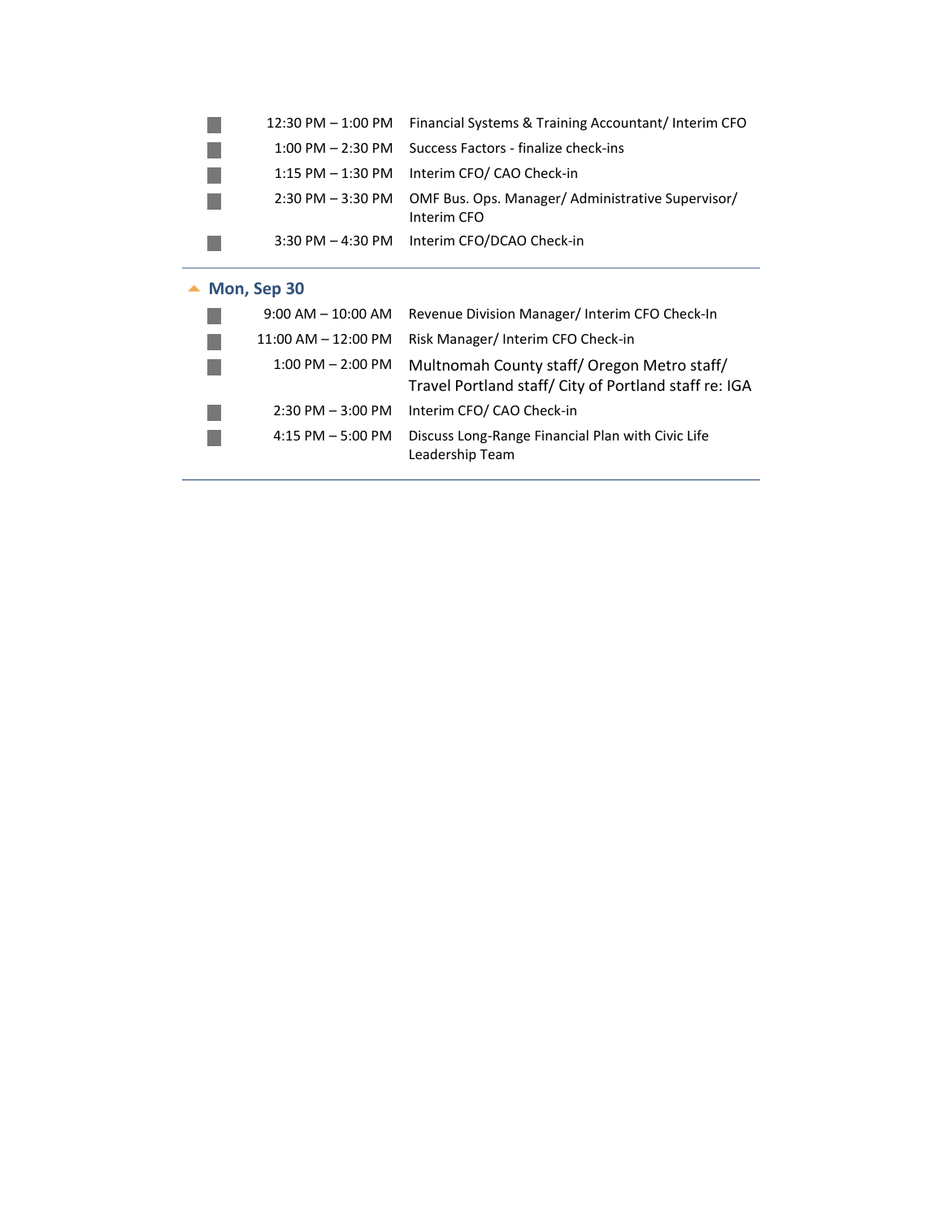| | | |
|---|---|---|
| ■ | 12:30 PM – 1:00 PM | Financial Systems & Training Accountant/ Interim CFO |
| ■ | 1:00 PM – 2:30 PM | Success Factors - finalize check-ins |
| ■ | 1:15 PM – 1:30 PM | Interim CFO/ CAO Check-in |
| ■ | 2:30 PM – 3:30 PM | OMF Bus. Ops. Manager/ Administrative Supervisor/ Interim CFO |
| ■ | 3:30 PM – 4:30 PM | Interim CFO/DCAO Check-in |

## Mon, Sep 30

| | | |
|---|---|---|
| ■ | 9:00 AM – 10:00 AM | Revenue Division Manager/ Interim CFO Check-In |
| ■ | 11:00 AM – 12:00 PM | Risk Manager/ Interim CFO Check-in |
| ■ | 1:00 PM – 2:00 PM | Multnomah County staff/ Oregon Metro staff/ Travel Portland staff/ City of Portland staff re: IGA |
| ■ | 2:30 PM – 3:00 PM | Interim CFO/ CAO Check-in |
| ■ | 4:15 PM – 5:00 PM | Discuss Long-Range Financial Plan with Civic Life Leadership Team |